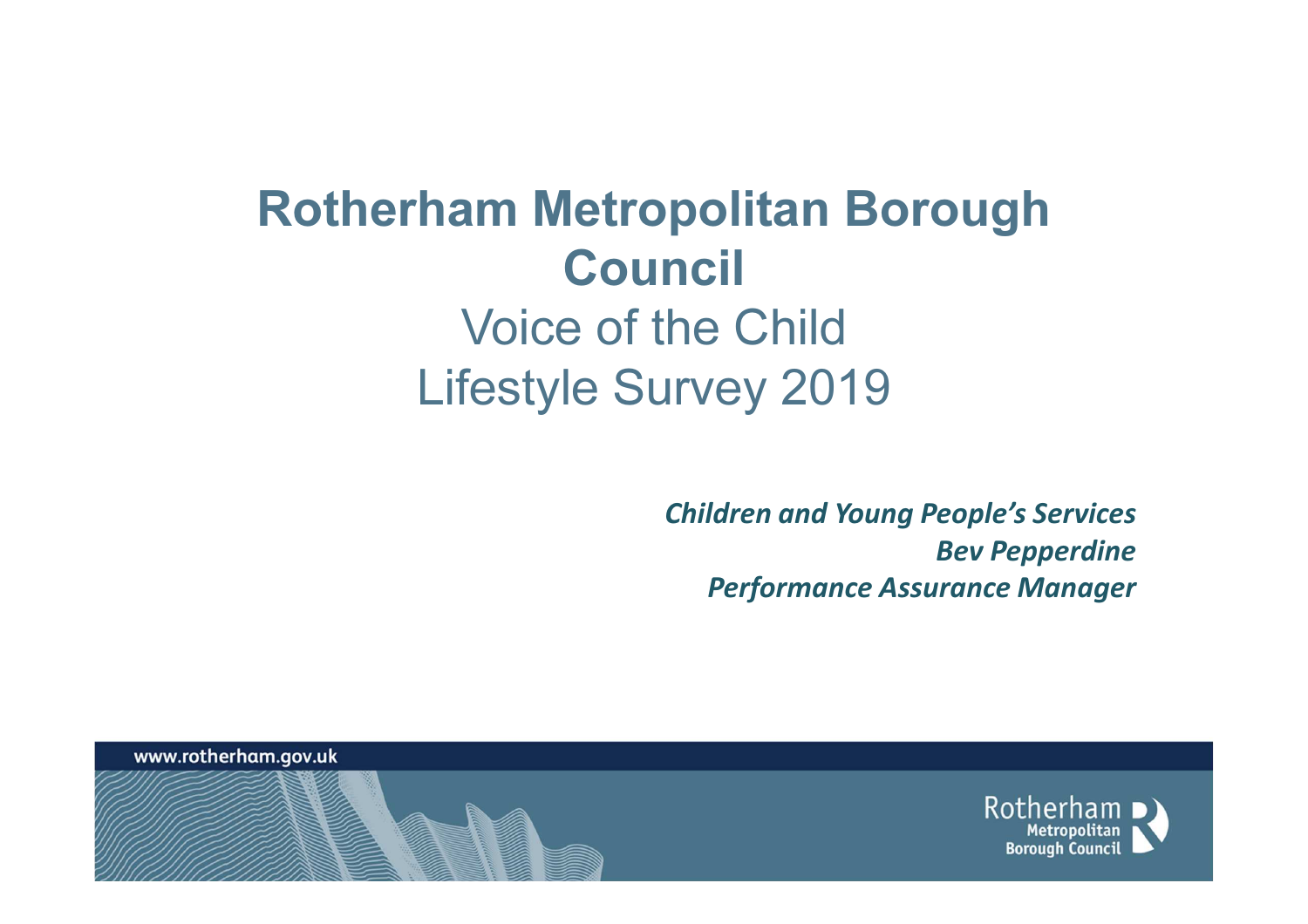# Rotherham Metropolitan Borough Council

## Voice of the Child
## Lifestyle Survey 2019

***Children and Young People's Services***
***Bev Pepperdine***
***Performance Assurance Manager***

www.rotherham.gov.uk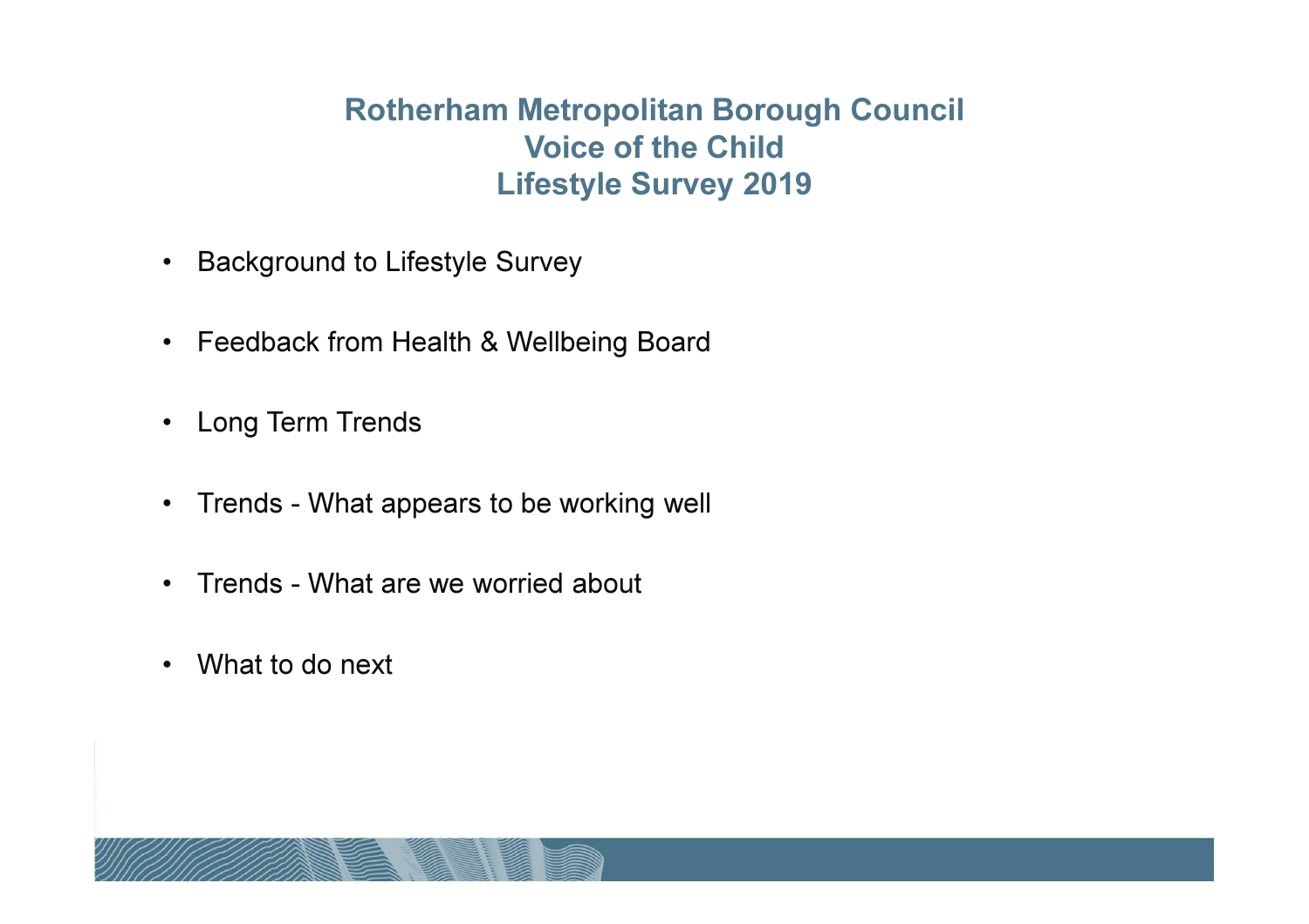# Rotherham Metropolitan Borough Council
# Voice of the Child
# Lifestyle Survey 2019

- Background to Lifestyle Survey
- Feedback from Health & Wellbeing Board
- Long Term Trends
- Trends - What appears to be working well
- Trends - What are we worried about
- What to do next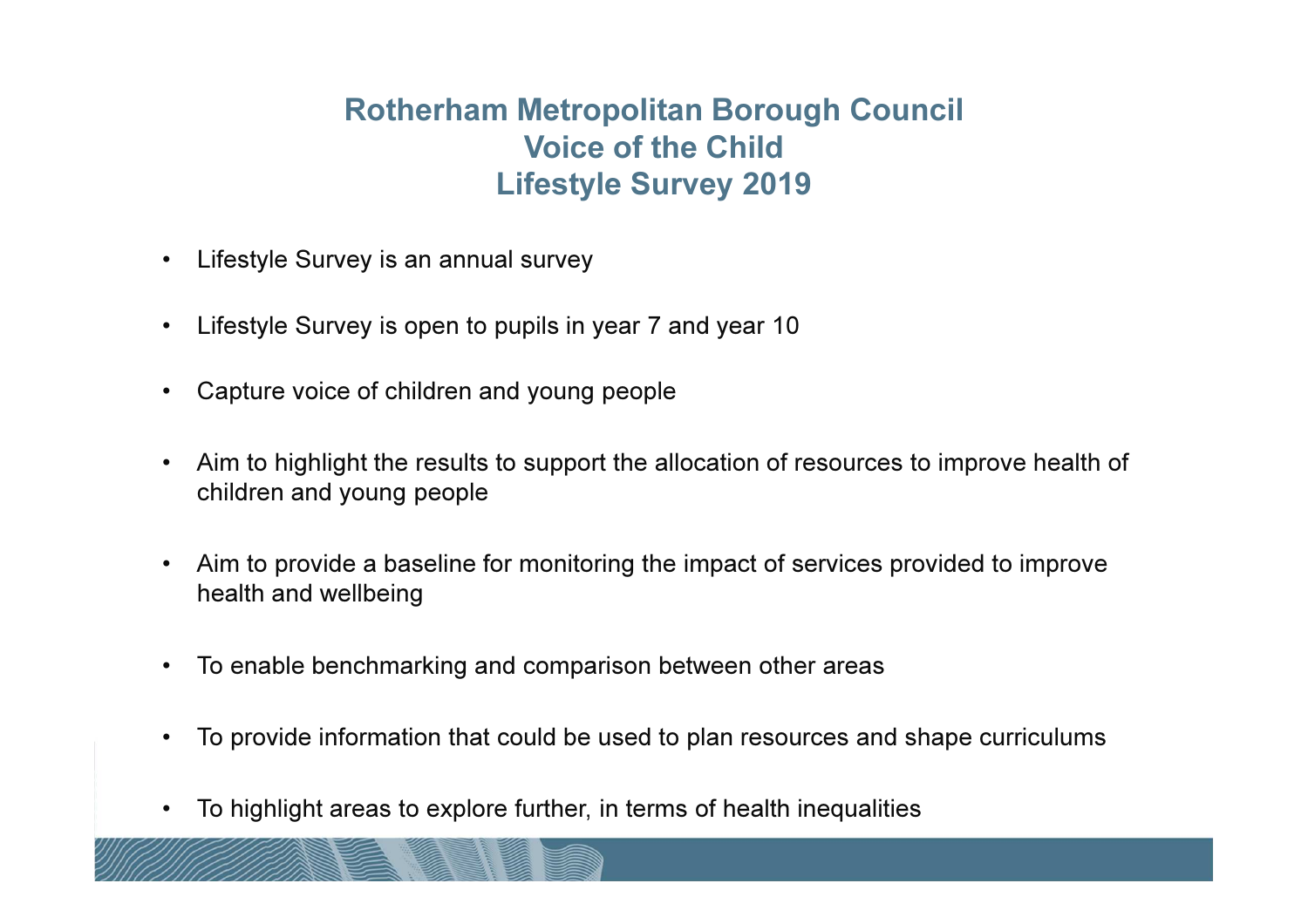# Rotherham Metropolitan Borough Council
# Voice of the Child
# Lifestyle Survey 2019

- Lifestyle Survey is an annual survey
- Lifestyle Survey is open to pupils in year 7 and year 10
- Capture voice of children and young people
- Aim to highlight the results to support the allocation of resources to improve health of children and young people
- Aim to provide a baseline for monitoring the impact of services provided to improve health and wellbeing
- To enable benchmarking and comparison between other areas
- To provide information that could be used to plan resources and shape curriculums
- To highlight areas to explore further, in terms of health inequalities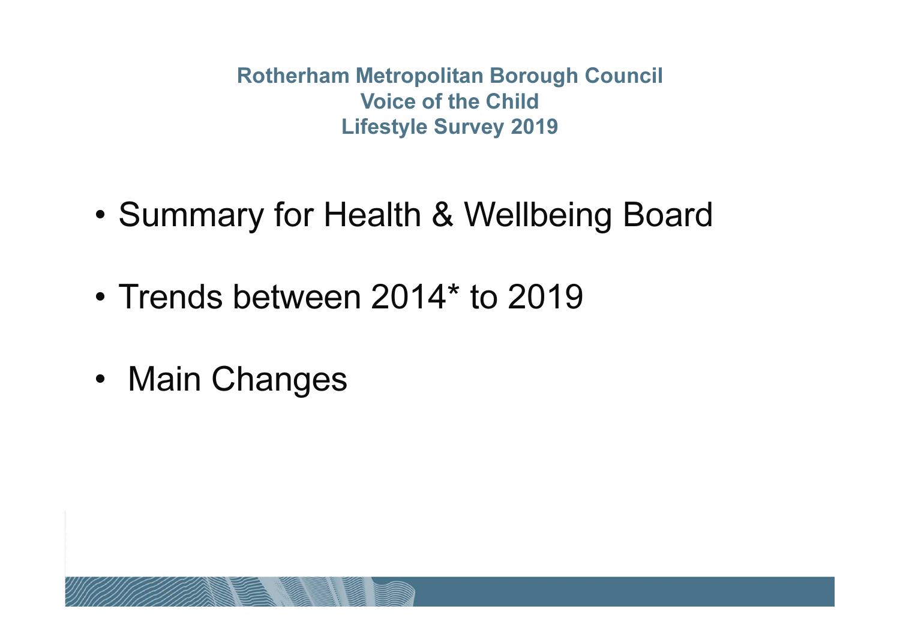# Rotherham Metropolitan Borough Council
# Voice of the Child
# Lifestyle Survey 2019

- Summary for Health & Wellbeing Board
- Trends between 2014* to 2019
- Main Changes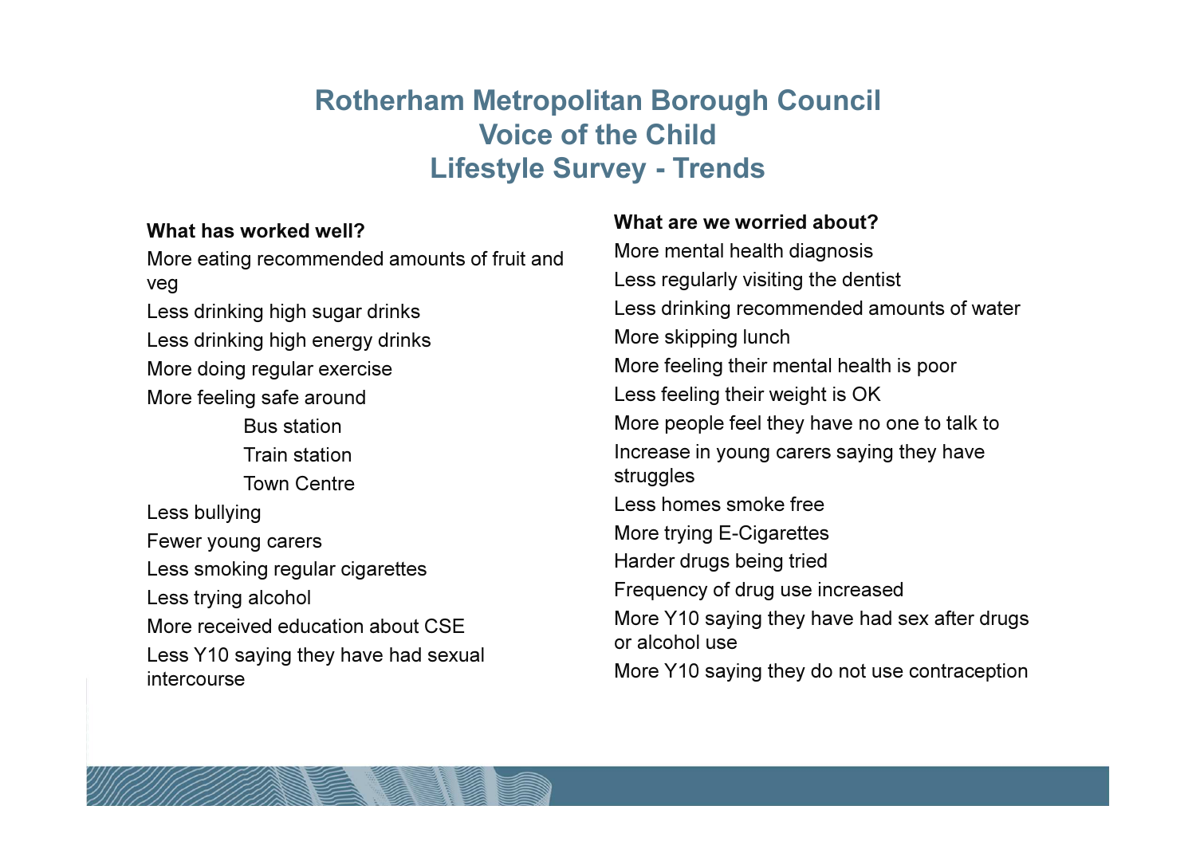# Rotherham Metropolitan Borough Council
# Voice of the Child
# Lifestyle Survey - Trends

**What has worked well?**

- More eating recommended amounts of fruit and veg
- Less drinking high sugar drinks
- Less drinking high energy drinks
- More doing regular exercise
- More feeling safe around
  - Bus station
  - Train station
  - Town Centre
- Less bullying
- Fewer young carers
- Less smoking regular cigarettes
- Less trying alcohol
- More received education about CSE
- Less Y10 saying they have had sexual intercourse

**What are we worried about?**

- More mental health diagnosis
- Less regularly visiting the dentist
- Less drinking recommended amounts of water
- More skipping lunch
- More feeling their mental health is poor
- Less feeling their weight is OK
- More people feel they have no one to talk to
- Increase in young carers saying they have struggles
- Less homes smoke free
- More trying E-Cigarettes
- Harder drugs being tried
- Frequency of drug use increased
- More Y10 saying they have had sex after drugs or alcohol use
- More Y10 saying they do not use contraception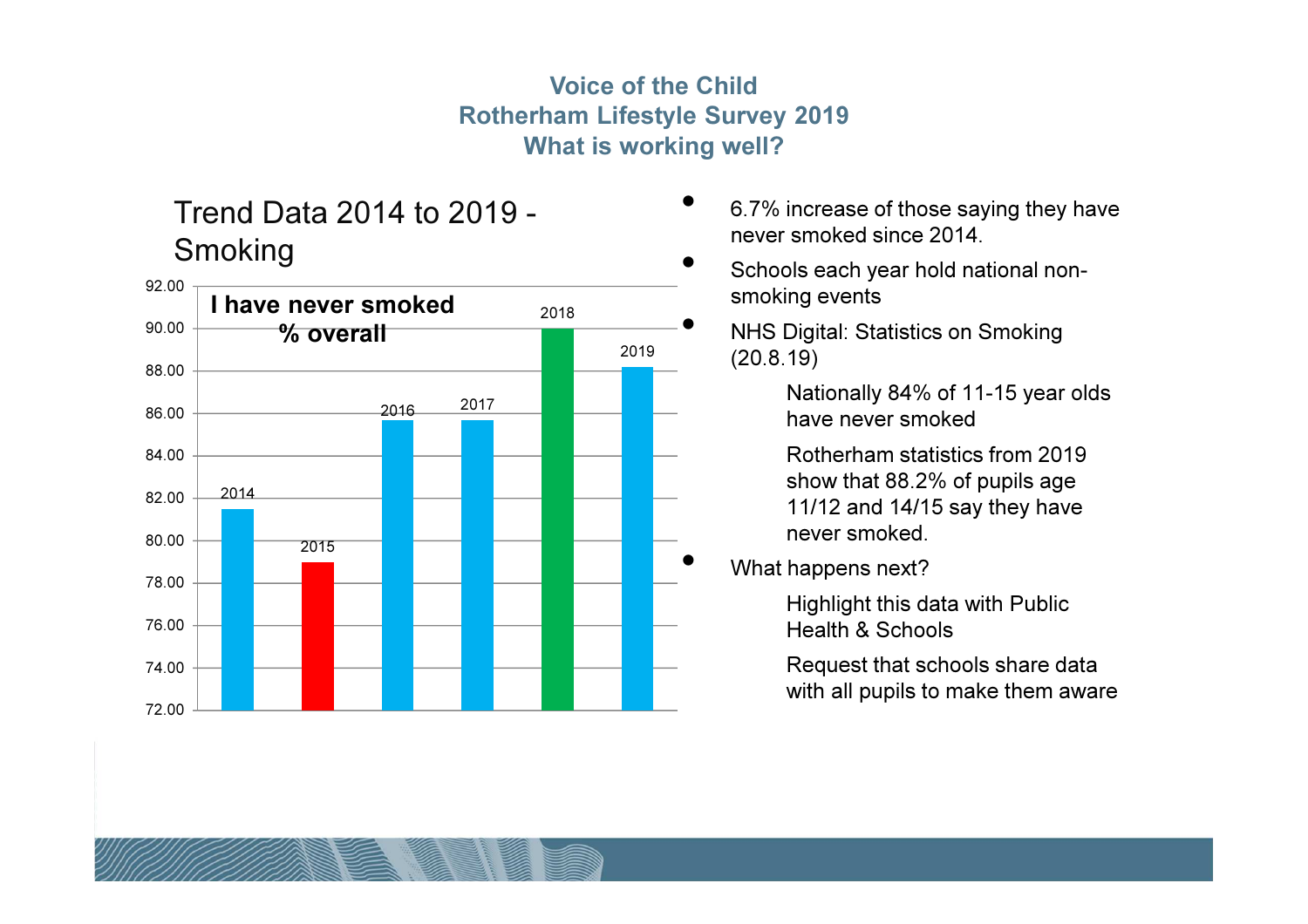# Voice of the Child
## Rotherham Lifestyle Survey 2019
## What is working well?

### Trend Data 2014 to 2019 - Smoking

**I have never smoked % overall**

| Year | % |
|---|---|
| 2014 | ~81.5 |
| 2015 | ~79.0 |
| 2016 | ~85.7 |
| 2017 | ~85.7 |
| 2018 | ~90.0 |
| 2019 | 88.2 |

- 6.7% increase of those saying they have never smoked since 2014.
- Schools each year hold national non-smoking events
- NHS Digital: Statistics on Smoking (20.8.19)
  - Nationally 84% of 11-15 year olds have never smoked
  - Rotherham statistics from 2019 show that 88.2% of pupils age 11/12 and 14/15 say they have never smoked.
- What happens next?
  - Highlight this data with Public Health & Schools
  - Request that schools share data with all pupils to make them aware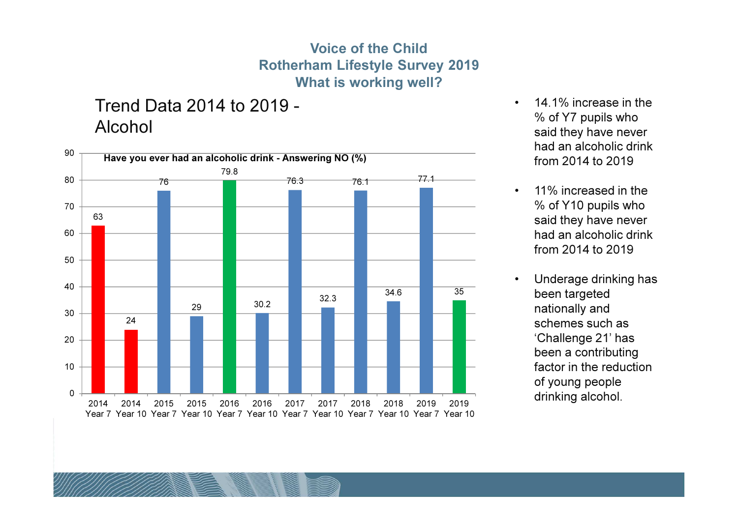## Voice of the Child
## Rotherham Lifestyle Survey 2019
## What is working well?

### Trend Data 2014 to 2019 - Alcohol

**Have you ever had an alcoholic drink - Answering NO (%)**

| Year | Year 7 | Year 10 |
| --- | --- | --- |
| 2014 | 63 | 24 |
| 2015 | 76 | 29 |
| 2016 | 79.8 | 30.2 |
| 2017 | 76.3 | 32.3 |
| 2018 | 76.1 | 34.6 |
| 2019 | 77.1 | 35 |

- 14.1% increase in the % of Y7 pupils who said they have never had an alcoholic drink from 2014 to 2019
- 11% increased in the % of Y10 pupils who said they have never had an alcoholic drink from 2014 to 2019
- Underage drinking has been targeted nationally and schemes such as 'Challenge 21' has been a contributing factor in the reduction of young people drinking alcohol.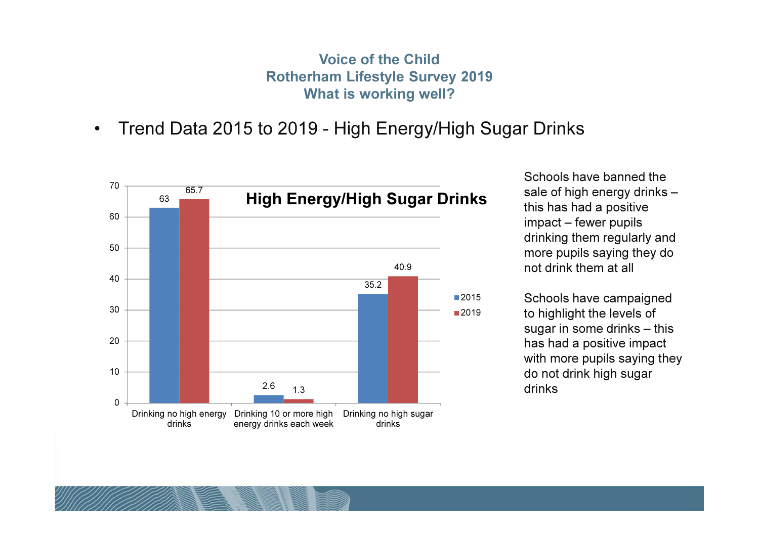## Voice of the Child
## Rotherham Lifestyle Survey 2019
## What is working well?

- Trend Data 2015 to 2019 - High Energy/High Sugar Drinks

**High Energy/High Sugar Drinks**

| | 2015 | 2019 |
|---|---|---|
| Drinking no high energy drinks | 63 | 65.7 |
| Drinking 10 or more high energy drinks each week | 2.6 | 1.3 |
| Drinking no high sugar drinks | 35.2 | 40.9 |

Schools have banned the sale of high energy drinks – this has had a positive impact – fewer pupils drinking them regularly and more pupils saying they do not drink them at all

Schools have campaigned to highlight the levels of sugar in some drinks – this has had a positive impact with more pupils saying they do not drink high sugar drinks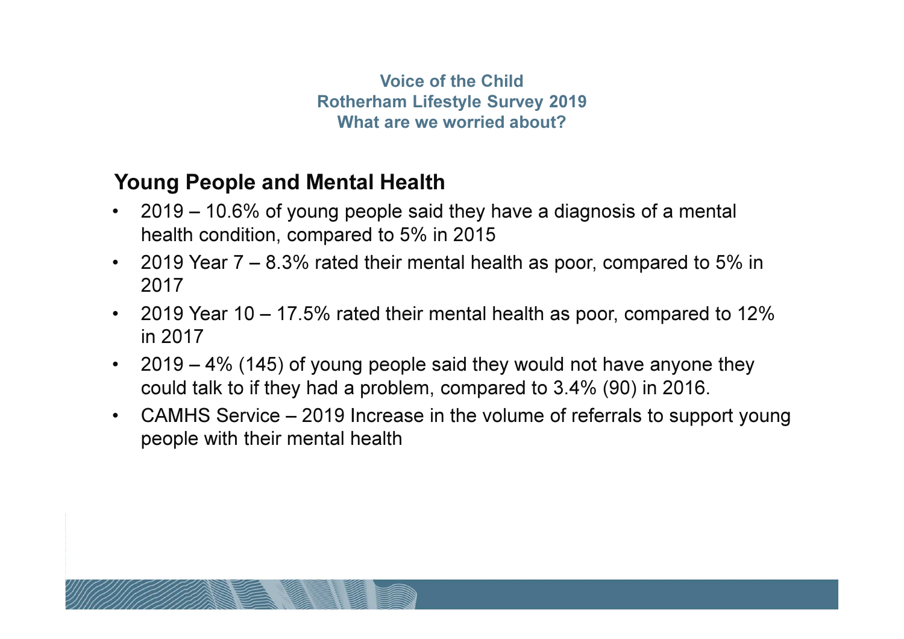# Voice of the Child
## Rotherham Lifestyle Survey 2019
## What are we worried about?

### Young People and Mental Health

- 2019 – 10.6% of young people said they have a diagnosis of a mental health condition, compared to 5% in 2015
- 2019 Year 7 – 8.3% rated their mental health as poor, compared to 5% in 2017
- 2019 Year 10 – 17.5% rated their mental health as poor, compared to 12% in 2017
- 2019 – 4% (145) of young people said they would not have anyone they could talk to if they had a problem, compared to 3.4% (90) in 2016.
- CAMHS Service – 2019 Increase in the volume of referrals to support young people with their mental health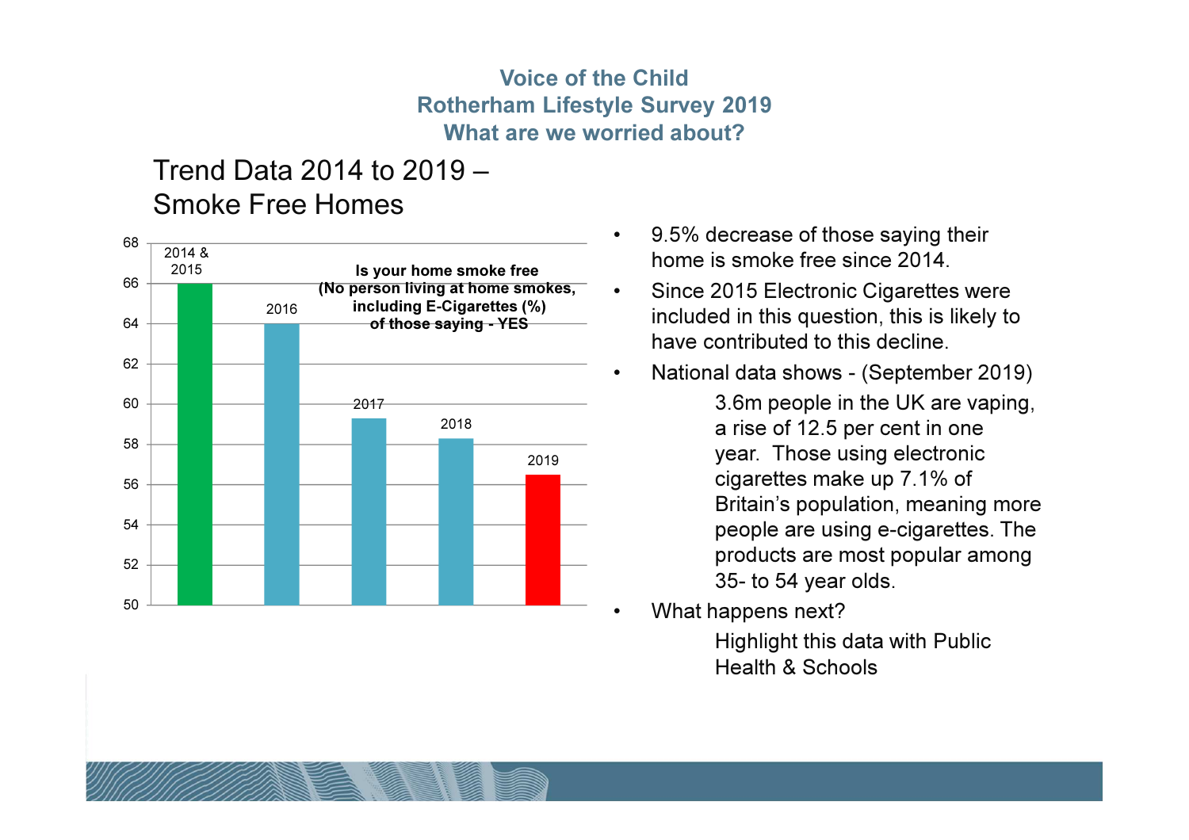# Voice of the Child
# Rotherham Lifestyle Survey 2019
# What are we worried about?

## Trend Data 2014 to 2019 – Smoke Free Homes

**Is your home smoke free (No person living at home smokes, including E-Cigarettes (%) of those saying - YES**

| Year | % |
| --- | --- |
| 2014 & 2015 | 66 |
| 2016 | 64 |
| 2017 | 59.3 |
| 2018 | 58.3 |
| 2019 | 56.5 |

- 9.5% decrease of those saying their home is smoke free since 2014.
- Since 2015 Electronic Cigarettes were included in this question, this is likely to have contributed to this decline.
- National data shows - (September 2019)

  3.6m people in the UK are vaping, a rise of 12.5 per cent in one year. Those using electronic cigarettes make up 7.1% of Britain's population, meaning more people are using e-cigarettes. The products are most popular among 35- to 54 year olds.
- What happens next?

  Highlight this data with Public Health & Schools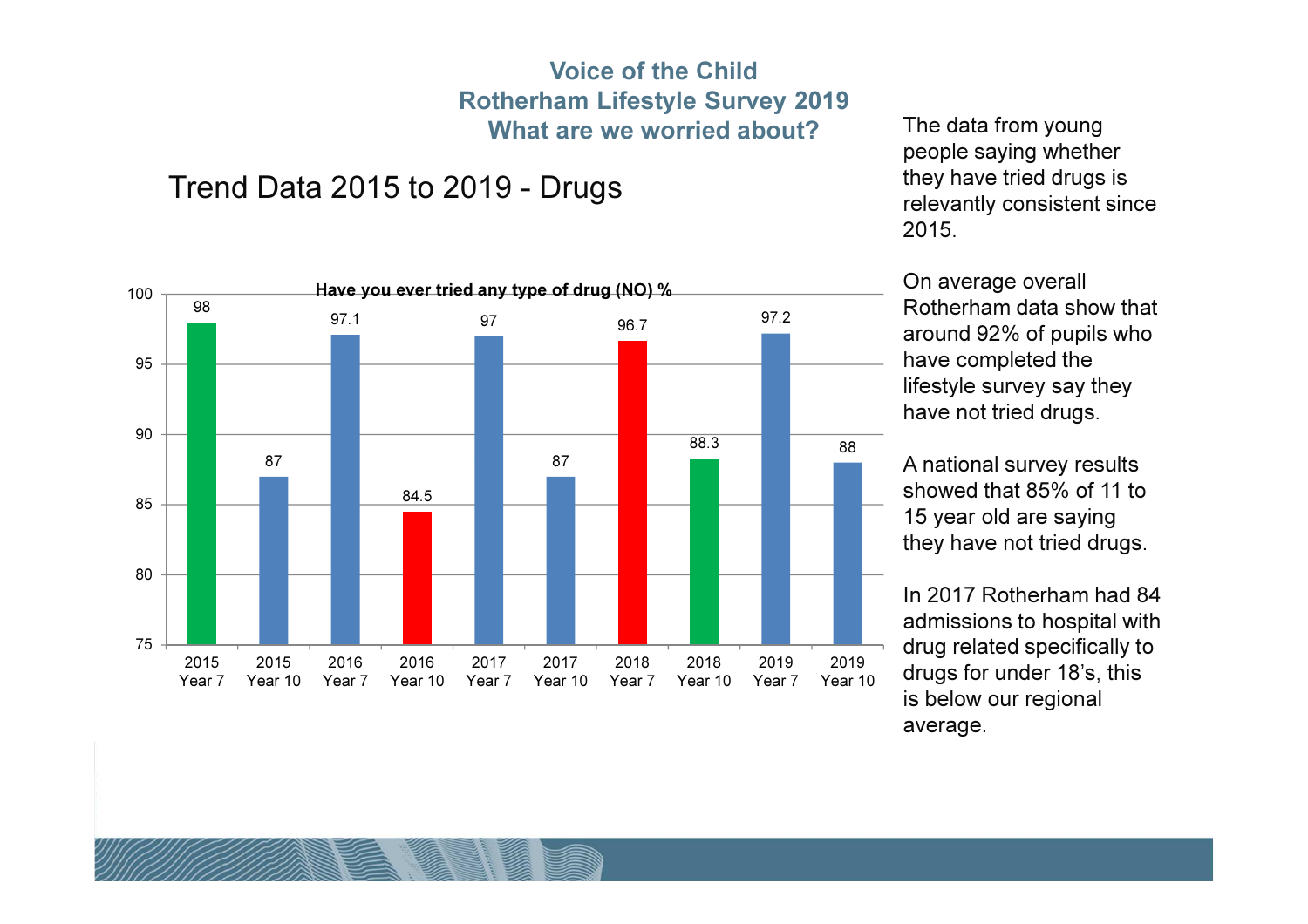# Voice of the Child
## Rotherham Lifestyle Survey 2019
## What are we worried about?

### Trend Data 2015 to 2019 - Drugs

**Have you ever tried any type of drug (NO) %**

| Year | Group | % |
|---|---|---|
| 2015 | Year 7 | 98 |
| 2015 | Year 10 | 87 |
| 2016 | Year 7 | 97.1 |
| 2016 | Year 10 | 84.5 |
| 2017 | Year 7 | 97 |
| 2017 | Year 10 | 87 |
| 2018 | Year 7 | 96.7 |
| 2018 | Year 10 | 88.3 |
| 2019 | Year 7 | 97.2 |
| 2019 | Year 10 | 88 |

The data from young people saying whether they have tried drugs is relevantly consistent since 2015.

On average overall Rotherham data show that around 92% of pupils who have completed the lifestyle survey say they have not tried drugs.

A national survey results showed that 85% of 11 to 15 year old are saying they have not tried drugs.

In 2017 Rotherham had 84 admissions to hospital with drug related specifically to drugs for under 18's, this is below our regional average.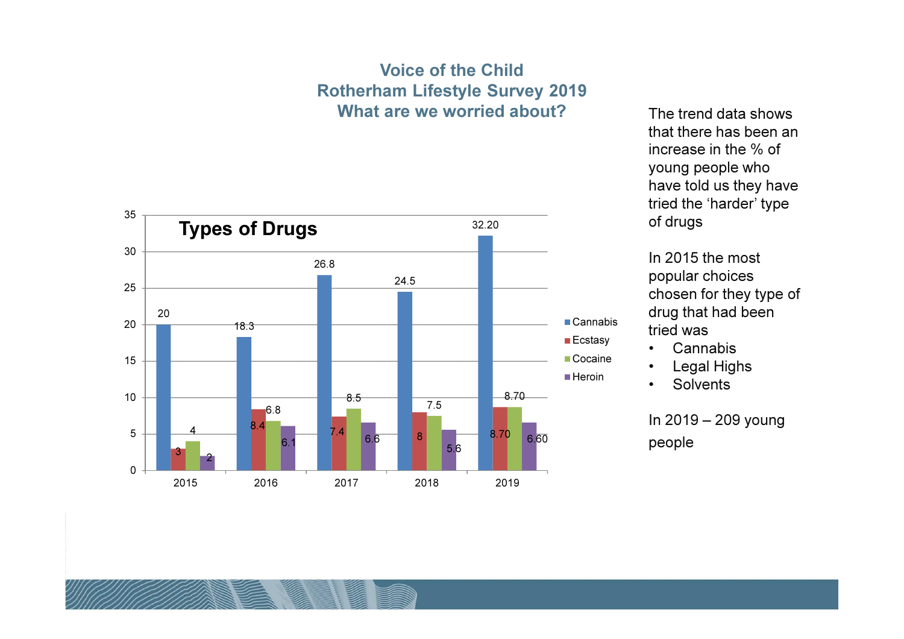# Voice of the Child
## Rotherham Lifestyle Survey 2019
## What are we worried about?

**Types of Drugs**

| Year | Cannabis | Ecstasy | Cocaine | Heroin |
|---|---|---|---|---|
| 2015 | 20 | 3 | 4 | 2 |
| 2016 | 18.3 | 8.4 | 6.8 | 6.1 |
| 2017 | 26.8 | 7.4 | 8.5 | 6.6 |
| 2018 | 24.5 | 8 | 7.5 | 5.6 |
| 2019 | 32.20 | 8.70 | 8.70 | 6.60 |

The trend data shows that there has been an increase in the % of young people who have told us they have tried the 'harder' type of drugs

In 2015 the most popular choices chosen for they type of drug that had been tried was

- Cannabis
- Legal Highs
- Solvents

In 2019 – 209 young people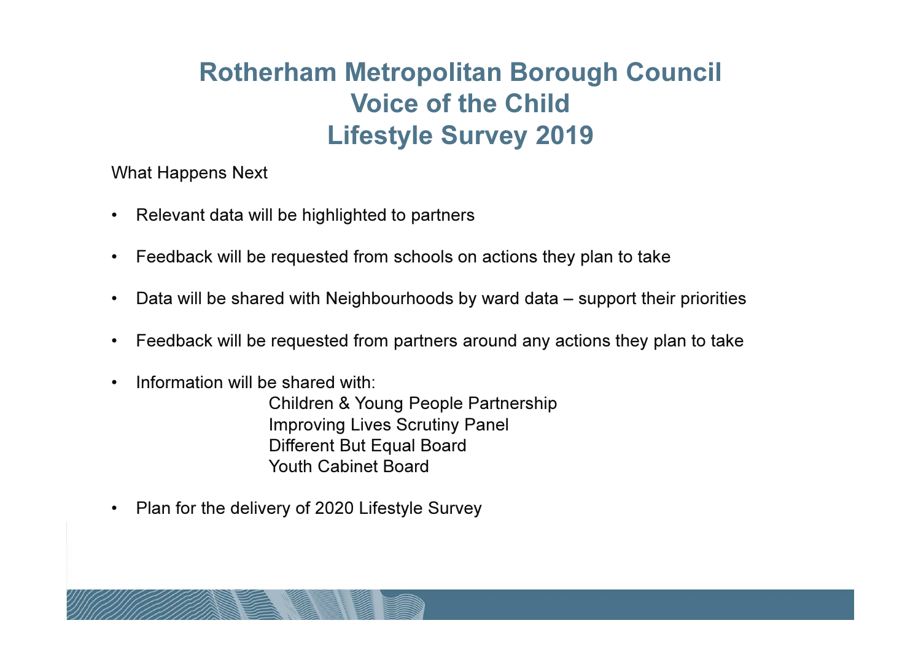# Rotherham Metropolitan Borough Council
# Voice of the Child
# Lifestyle Survey 2019

What Happens Next

- Relevant data will be highlighted to partners
- Feedback will be requested from schools on actions they plan to take
- Data will be shared with Neighbourhoods by ward data – support their priorities
- Feedback will be requested from partners around any actions they plan to take
- Information will be shared with:
  - Children & Young People Partnership
  - Improving Lives Scrutiny Panel
  - Different But Equal Board
  - Youth Cabinet Board
- Plan for the delivery of 2020 Lifestyle Survey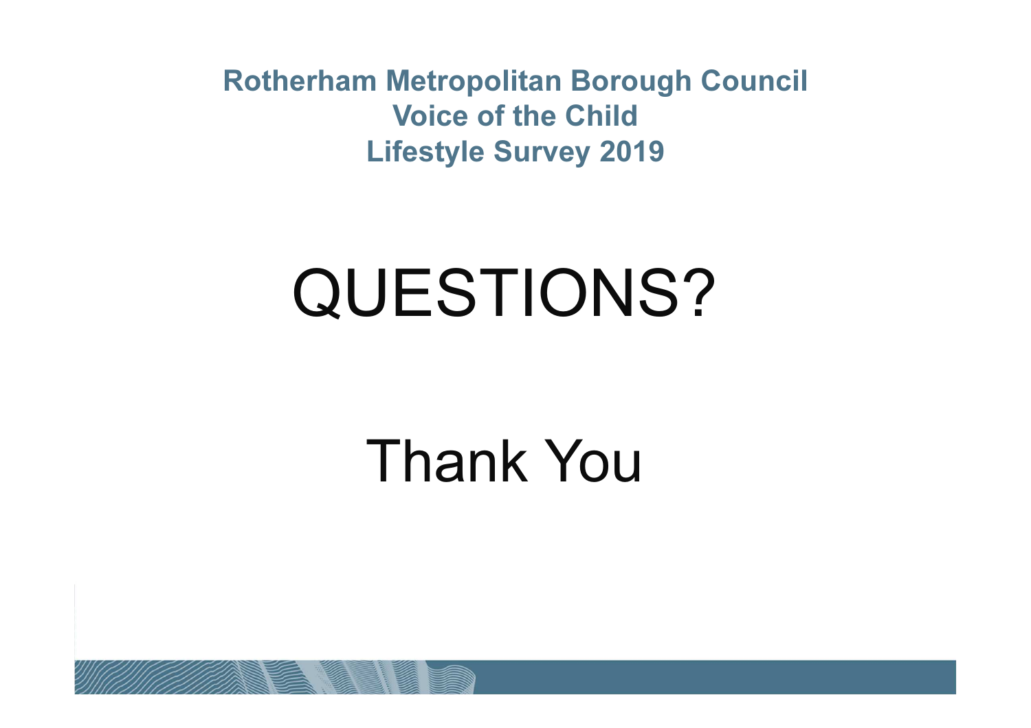**Rotherham Metropolitan Borough Council**
**Voice of the Child**
**Lifestyle Survey 2019**

# QUESTIONS?

# Thank You